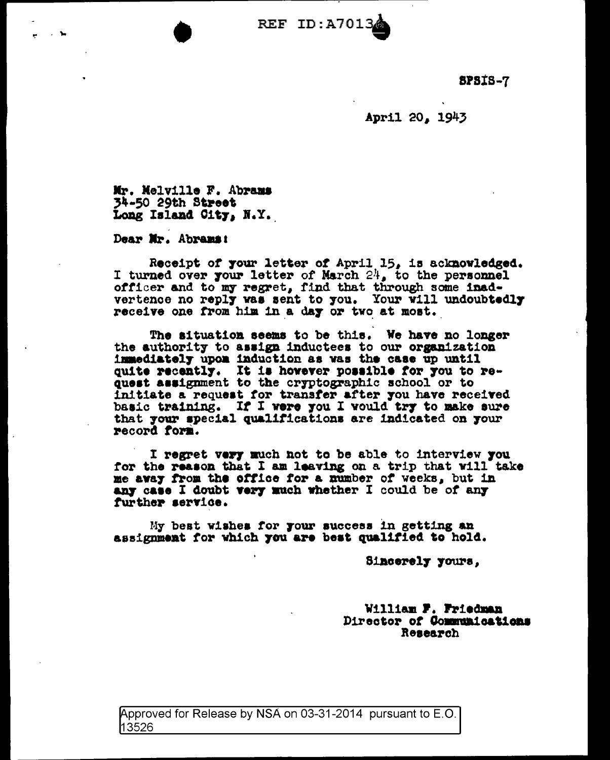REF ID:A70136

SPSIS-7

April 20, 1943

Mr. Melville F. Abrams
34-50 29th Street
Long Island City, N.Y.

Dear Mr. Abrams:

Receipt of your letter of April 15, is acknowledged. I turned over your letter of March 24, to the personnel officer and to my regret, find that through some inadvertence no reply was sent to you. Your will undoubtedly receive one from him in a day or two at most.

The situation seems to be this. We have no longer the authority to assign inductees to our organization immediately upon induction as was the case up until quite recently. It is however possible for you to request assignment to the cryptographic school or to initiate a request for transfer after you have received basic training. If I were you I would try to make sure that your special qualifications are indicated on your record form.

I regret very much not to be able to interview you for the reason that I am leaving on a trip that will take me away from the office for a number of weeks, but in any case I doubt very much whether I could be of any further service.

My best wishes for your success in getting an assignment for which you are best qualified to hold.

Sincerely yours,

William F. Friedman
Director of Communications
Research

Approved for Release by NSA on 03-31-2014 pursuant to E.O. 13526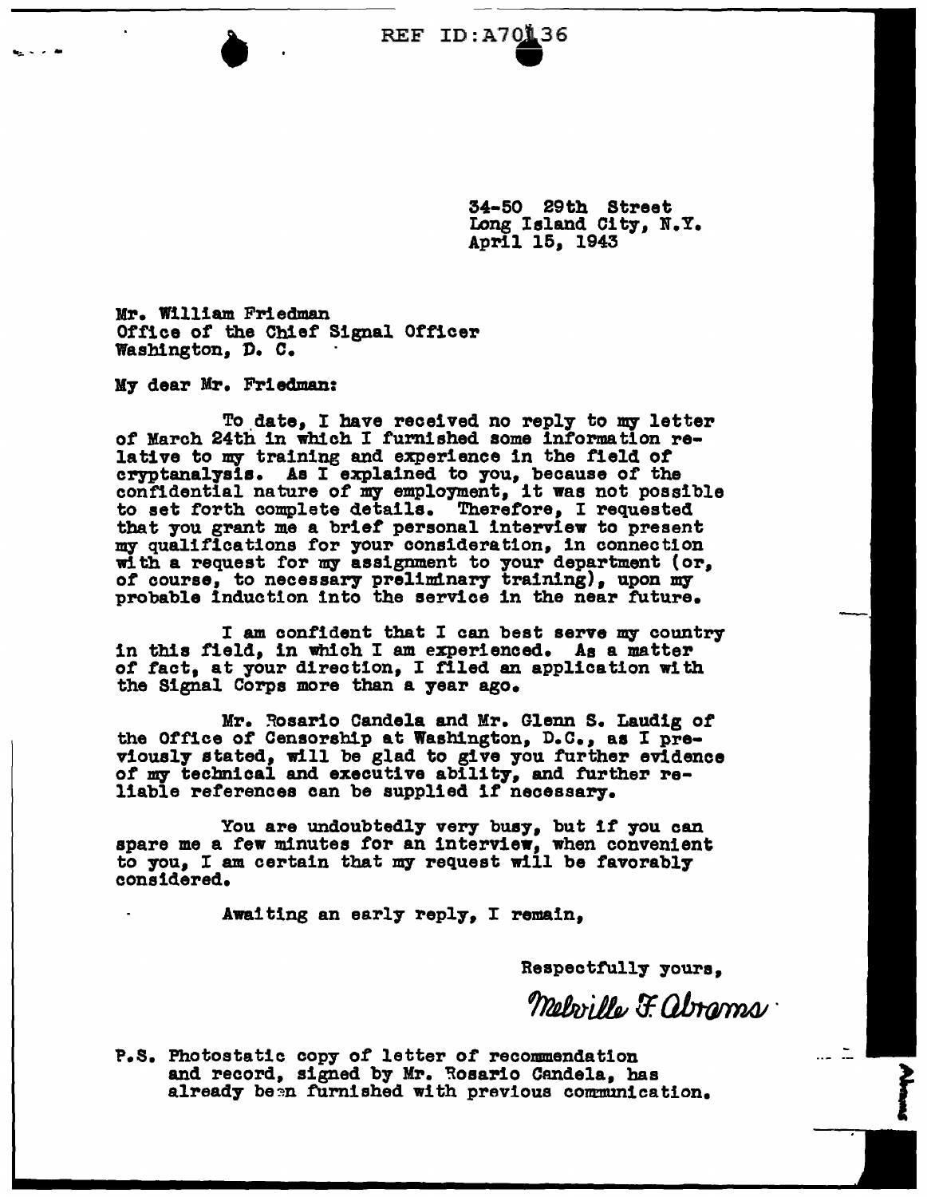REF ID:A70136

34-50 29th Street
Long Island City, N.Y.
April 15, 1943

Mr. William Friedman
Office of the Chief Signal Officer
Washington, D. C.

My dear Mr. Friedman:

To date, I have received no reply to my letter of March 24th in which I furnished some information relative to my training and experience in the field of cryptanalysis. As I explained to you, because of the confidential nature of my employment, it was not possible to set forth complete details. Therefore, I requested that you grant me a brief personal interview to present my qualifications for your consideration, in connection with a request for my assignment to your department (or, of course, to necessary preliminary training), upon my probable induction into the service in the near future.

I am confident that I can best serve my country in this field, in which I am experienced. As a matter of fact, at your direction, I filed an application with the Signal Corps more than a year ago.

Mr. Rosario Candela and Mr. Glenn S. Laudig of the Office of Censorship at Washington, D.C., as I previously stated, will be glad to give you further evidence of my technical and executive ability, and further reliable references can be supplied if necessary.

You are undoubtedly very busy, but if you can spare me a few minutes for an interview, when convenient to you, I am certain that my request will be favorably considered.

Awaiting an early reply, I remain,

Respectfully yours,

Melville F. Abrams

P.S. Photostatic copy of letter of recommendation and record, signed by Mr. Rosario Candela, has already been furnished with previous communication.